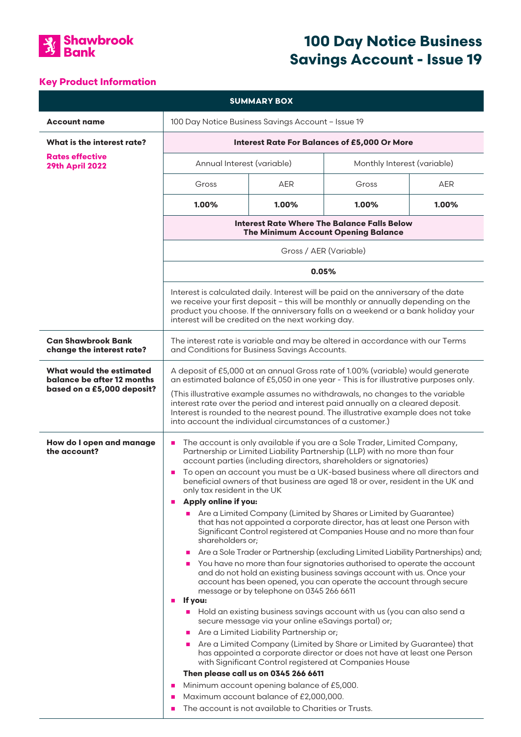Shawbrook Bank

# 100 Day Notice Business Savings Account - Issue 19

## Key Product Information

| SUMMARY BOX | | | | |
|---|---|---|---|---|
| **Account name** | 100 Day Notice Business Savings Account – Issue 19 | | | |
| **What is the interest rate?** **Rates effective 29th April 2022** | **Interest Rate For Balances of £5,000 Or More** | | | |
| | Annual Interest (variable) | | Monthly Interest (variable) | |
| | Gross | AER | Gross | AER |
| | **1.00%** | **1.00%** | **1.00%** | **1.00%** |
| | **Interest Rate Where The Balance Falls Below The Minimum Account Opening Balance** | | | |
| | Gross / AER (Variable) | | | |
| | **0.05%** | | | |
| | Interest is calculated daily. Interest will be paid on the anniversary of the date we receive your first deposit – this will be monthly or annually depending on the product you choose. If the anniversary falls on a weekend or a bank holiday your interest will be credited on the next working day. | | | |
| **Can Shawbrook Bank change the interest rate?** | The interest rate is variable and may be altered in accordance with our Terms and Conditions for Business Savings Accounts. | | | |
| **What would the estimated balance be after 12 months based on a £5,000 deposit?** | A deposit of £5,000 at an annual Gross rate of 1.00% (variable) would generate an estimated balance of £5,050 in one year - This is for illustrative purposes only. (This illustrative example assumes no withdrawals, no changes to the variable interest rate over the period and interest paid annually on a cleared deposit. Interest is rounded to the nearest pound. The illustrative example does not take into account the individual circumstances of a customer.) | | | |

**How do I open and manage the account?**

- The account is only available if you are a Sole Trader, Limited Company, Partnership or Limited Liability Partnership (LLP) with no more than four account parties (including directors, shareholders or signatories)
- To open an account you must be a UK-based business where all directors and beneficial owners of that business are aged 18 or over, resident in the UK and only tax resident in the UK
- **Apply online if you:**
  - Are a Limited Company (Limited by Shares or Limited by Guarantee) that has not appointed a corporate director, has at least one Person with Significant Control registered at Companies House and no more than four shareholders or;
  - Are a Sole Trader or Partnership (excluding Limited Liability Partnerships) and;
  - You have no more than four signatories authorised to operate the account and do not hold an existing business savings account with us. Once your account has been opened, you can operate the account through secure message or by telephone on 0345 266 6611
- **If you:**
  - Hold an existing business savings account with us (you can also send a secure message via your online eSavings portal) or;
  - Are a Limited Liability Partnership or;
  - Are a Limited Company (Limited by Share or Limited by Guarantee) that has appointed a corporate director or does not have at least one Person with Significant Control registered at Companies House

  **Then please call us on 0345 266 6611**
- Minimum account opening balance of £5,000.
- Maximum account balance of £2,000,000.
- The account is not available to Charities or Trusts.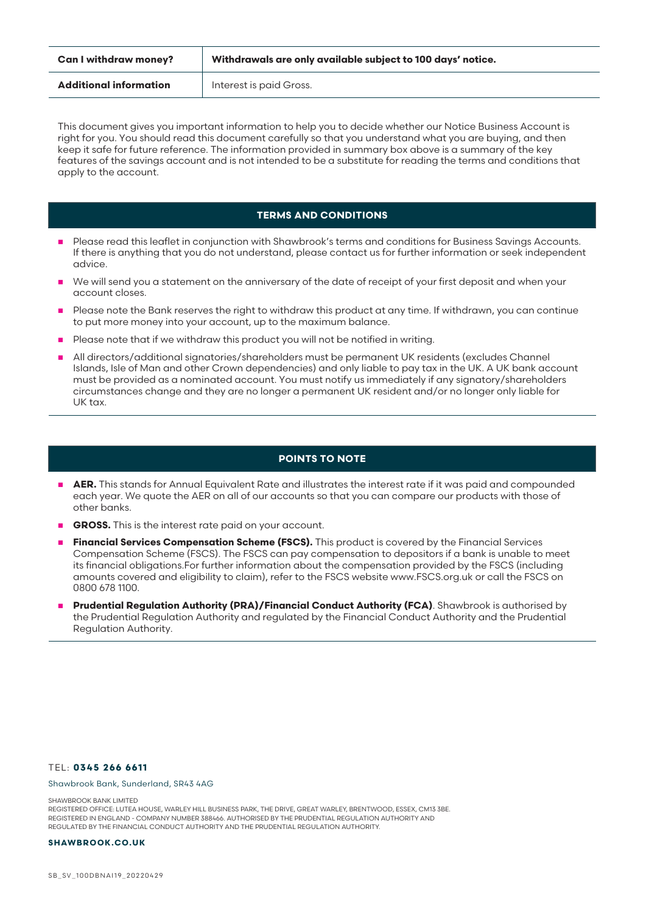| | |
|---|---|
| **Can I withdraw money?** | **Withdrawals are only available subject to 100 days' notice.** |
| **Additional information** | Interest is paid Gross. |

This document gives you important information to help you to decide whether our Notice Business Account is right for you. You should read this document carefully so that you understand what you are buying, and then keep it safe for future reference. The information provided in summary box above is a summary of the key features of the savings account and is not intended to be a substitute for reading the terms and conditions that apply to the account.

## TERMS AND CONDITIONS

- Please read this leaflet in conjunction with Shawbrook's terms and conditions for Business Savings Accounts. If there is anything that you do not understand, please contact us for further information or seek independent advice.
- We will send you a statement on the anniversary of the date of receipt of your first deposit and when your account closes.
- Please note the Bank reserves the right to withdraw this product at any time. If withdrawn, you can continue to put more money into your account, up to the maximum balance.
- Please note that if we withdraw this product you will not be notified in writing.
- All directors/additional signatories/shareholders must be permanent UK residents (excludes Channel Islands, Isle of Man and other Crown dependencies) and only liable to pay tax in the UK. A UK bank account must be provided as a nominated account. You must notify us immediately if any signatory/shareholders circumstances change and they are no longer a permanent UK resident and/or no longer only liable for UK tax.

## POINTS TO NOTE

- **AER.** This stands for Annual Equivalent Rate and illustrates the interest rate if it was paid and compounded each year. We quote the AER on all of our accounts so that you can compare our products with those of other banks.
- **GROSS.** This is the interest rate paid on your account.
- **Financial Services Compensation Scheme (FSCS).** This product is covered by the Financial Services Compensation Scheme (FSCS). The FSCS can pay compensation to depositors if a bank is unable to meet its financial obligations.For further information about the compensation provided by the FSCS (including amounts covered and eligibility to claim), refer to the FSCS website www.FSCS.org.uk or call the FSCS on 0800 678 1100.
- **Prudential Regulation Authority (PRA)/Financial Conduct Authority (FCA)**. Shawbrook is authorised by the Prudential Regulation Authority and regulated by the Financial Conduct Authority and the Prudential Regulation Authority.

TEL: **0345 266 6611**

Shawbrook Bank, Sunderland, SR43 4AG

SHAWBROOK BANK LIMITED
REGISTERED OFFICE: LUTEA HOUSE, WARLEY HILL BUSINESS PARK, THE DRIVE, GREAT WARLEY, BRENTWOOD, ESSEX, CM13 3BE.
REGISTERED IN ENGLAND - COMPANY NUMBER 388466. AUTHORISED BY THE PRUDENTIAL REGULATION AUTHORITY AND REGULATED BY THE FINANCIAL CONDUCT AUTHORITY AND THE PRUDENTIAL REGULATION AUTHORITY.

**SHAWBROOK.CO.UK**

SB_SV_100DBNAI19_20220429